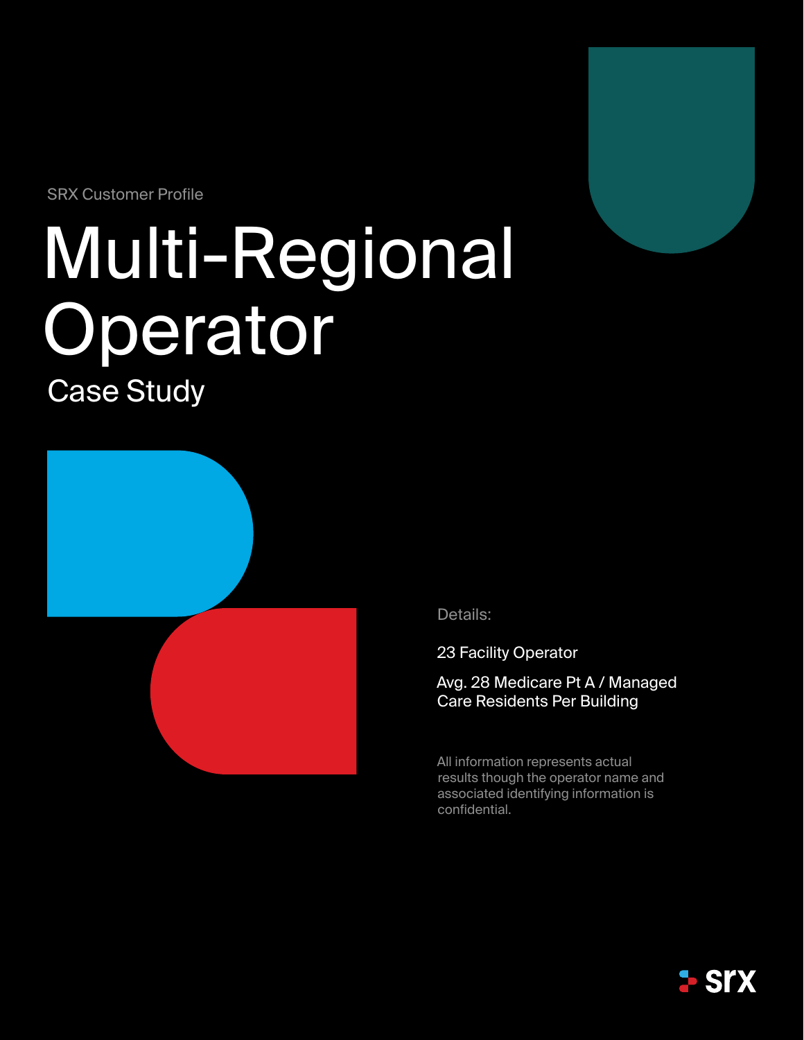SRX Customer Profile

# Multi-Regional Operator

## Case Study

Details:

23 Facility Operator

Avg. 28 Medicare Pt A / Managed Care Residents Per Building

All information represents actual results though the operator name and associated identifying information is confidential.

srx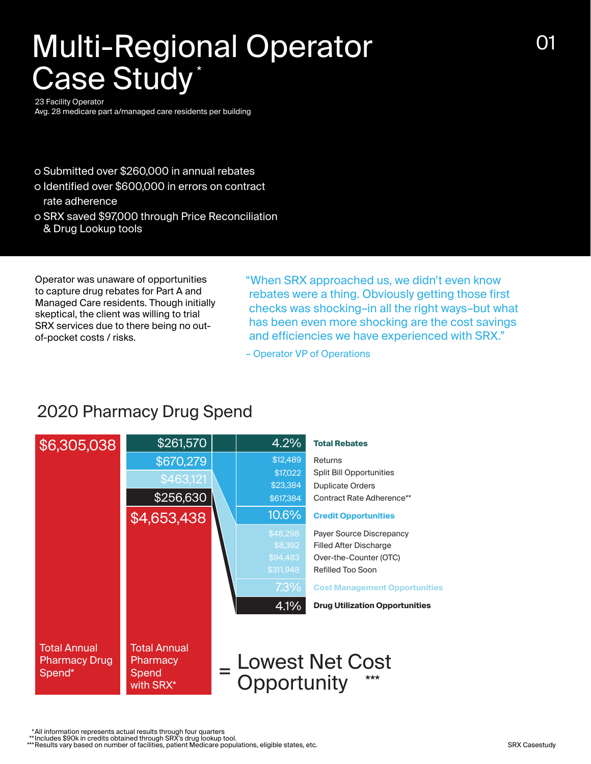# Multi-Regional Operator Case Study*

23 Facility Operator
Avg. 28 medicare part a/managed care residents per building

- Submitted over $260,000 in annual rebates
- Identified over $600,000 in errors on contract rate adherence
- SRX saved $97,000 through Price Reconciliation & Drug Lookup tools

Operator was unaware of opportunities to capture drug rebates for Part A and Managed Care residents. Though initially skeptical, the client was willing to trial SRX services due to there being no out-of-pocket costs / risks.

"When SRX approached us, we didn't even know rebates were a thing. Obviously getting those first checks was shocking–in all the right ways–but what has been even more shocking are the cost savings and efficiencies we have experienced with SRX."

– Operator VP of Operations

## 2020 Pharmacy Drug Spend

| Total Annual Pharmacy Drug Spend* | Total Annual Pharmacy Spend with SRX* | Percent / Amount | Category |
|---|---|---|---|
| $6,305,038 | $261,570 | 4.2% | **Total Rebates** |
| | $670,279 | $12,489 | Returns |
| | | $17,022 | Split Bill Opportunities |
| | | $23,384 | Duplicate Orders |
| | | $617,384 | Contract Rate Adherence** |
| | | 10.6% | **Credit Opportunities** |
| | $463,121 | $48,298 | Payer Source Discrepancy |
| | | $8,392 | Filled After Discharge |
| | | $94,483 | Over-the-Counter (OTC) |
| | | $311,948 | Refilled Too Soon |
| | | 7.3% | **Cost Management Opportunities** |
| | $256,630 | 4.1% | **Drug Utilization Opportunities** |
| | $4,653,438 | | |

= Lowest Net Cost Opportunity***

*All information represents actual results through four quarters
**Includes $90k in credits obtained through SRX's drug lookup tool.
***Results vary based on number of facilities, patient Medicare populations, eligible states, etc.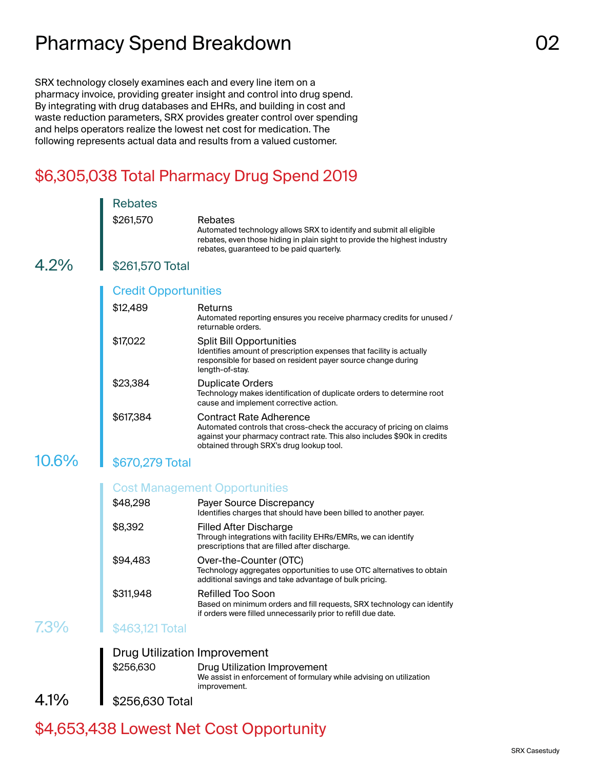# Pharmacy Spend Breakdown

SRX technology closely examines each and every line item on a pharmacy invoice, providing greater insight and control into drug spend. By integrating with drug databases and EHRs, and building in cost and waste reduction parameters, SRX provides greater control over spending and helps operators realize the lowest net cost for medication. The following represents actual data and results from a valued customer.

## $6,305,038 Total Pharmacy Drug Spend 2019

### Rebates

| Amount | Item |
|---|---|
| $261,570 | **Rebates** Automated technology allows SRX to identify and submit all eligible rebates, even those hiding in plain sight to provide the highest industry rebates, guaranteed to be paid quarterly. |

4.2% — $261,570 Total

### Credit Opportunities

| Amount | Item |
|---|---|
| $12,489 | **Returns** Automated reporting ensures you receive pharmacy credits for unused / returnable orders. |
| $17,022 | **Split Bill Opportunities** Identifies amount of prescription expenses that facility is actually responsible for based on resident payer source change during length-of-stay. |
| $23,384 | **Duplicate Orders** Technology makes identification of duplicate orders to determine root cause and implement corrective action. |
| $617,384 | **Contract Rate Adherence** Automated controls that cross-check the accuracy of pricing on claims against your pharmacy contract rate. This also includes $90k in credits obtained through SRX's drug lookup tool. |

10.6% — $670,279 Total

### Cost Management Opportunities

| Amount | Item |
|---|---|
| $48,298 | **Payer Source Discrepancy** Identifies charges that should have been billed to another payer. |
| $8,392 | **Filled After Discharge** Through integrations with facility EHRs/EMRs, we can identify prescriptions that are filled after discharge. |
| $94,483 | **Over-the-Counter (OTC)** Technology aggregates opportunities to use OTC alternatives to obtain additional savings and take advantage of bulk pricing. |
| $311,948 | **Refilled Too Soon** Based on minimum orders and fill requests, SRX technology can identify if orders were filled unnecessarily prior to refill due date. |

7.3% — $463,121 Total

### Drug Utilization Improvement

| Amount | Item |
|---|---|
| $256,630 | **Drug Utilization Improvement** We assist in enforcement of formulary while advising on utilization improvement. |

4.1% — $256,630 Total

## $4,653,438 Lowest Net Cost Opportunity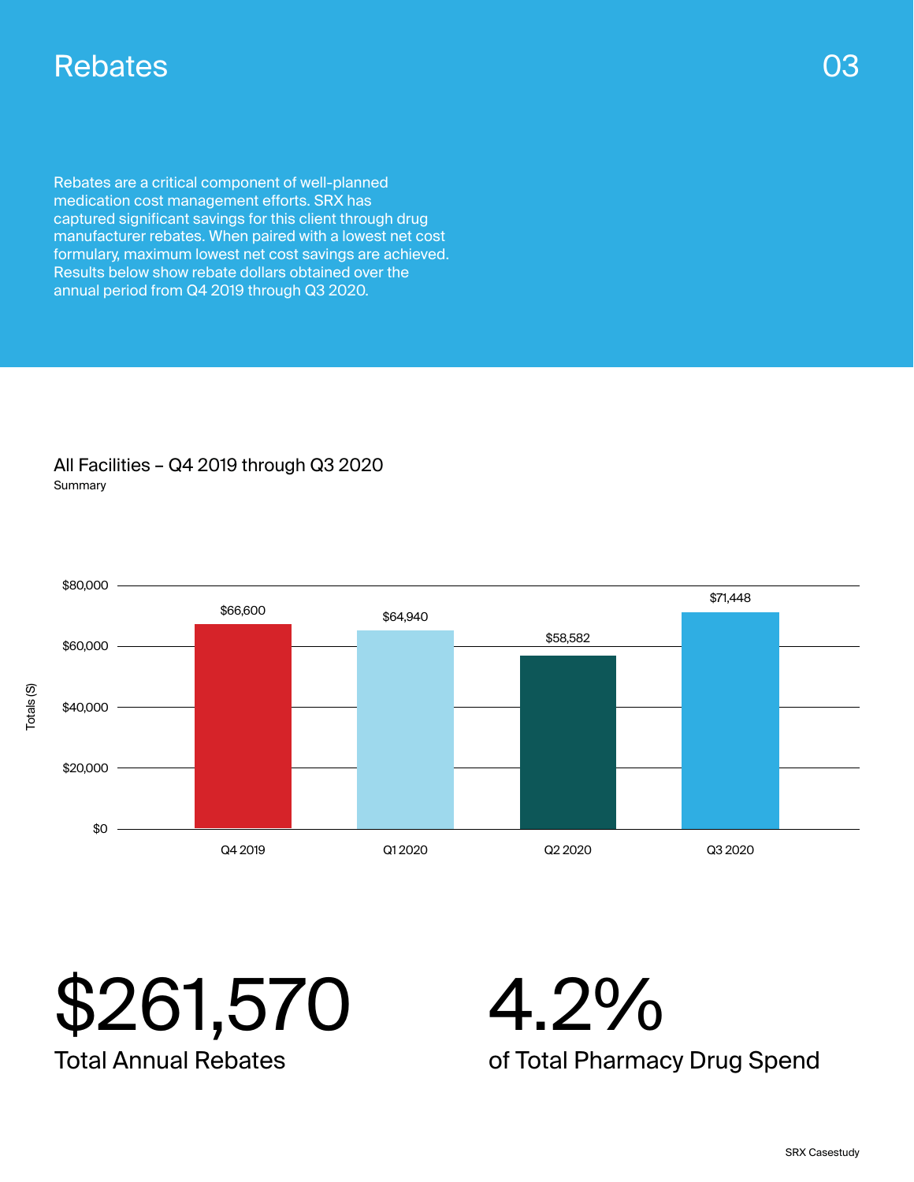# Rebates

Rebates are a critical component of well-planned medication cost management efforts. SRX has captured significant savings for this client through drug manufacturer rebates. When paired with a lowest net cost formulary, maximum lowest net cost savings are achieved. Results below show rebate dollars obtained over the annual period from Q4 2019 through Q3 2020.

## All Facilities – Q4 2019 through Q3 2020

Summary

| Quarter | Totals ($) |
| --- | --- |
| Q4 2019 | $66,600 |
| Q1 2020 | $64,940 |
| Q2 2020 | $58,582 |
| Q3 2020 | $71,448 |

**$261,570**

Total Annual Rebates

**4.2%**

of Total Pharmacy Drug Spend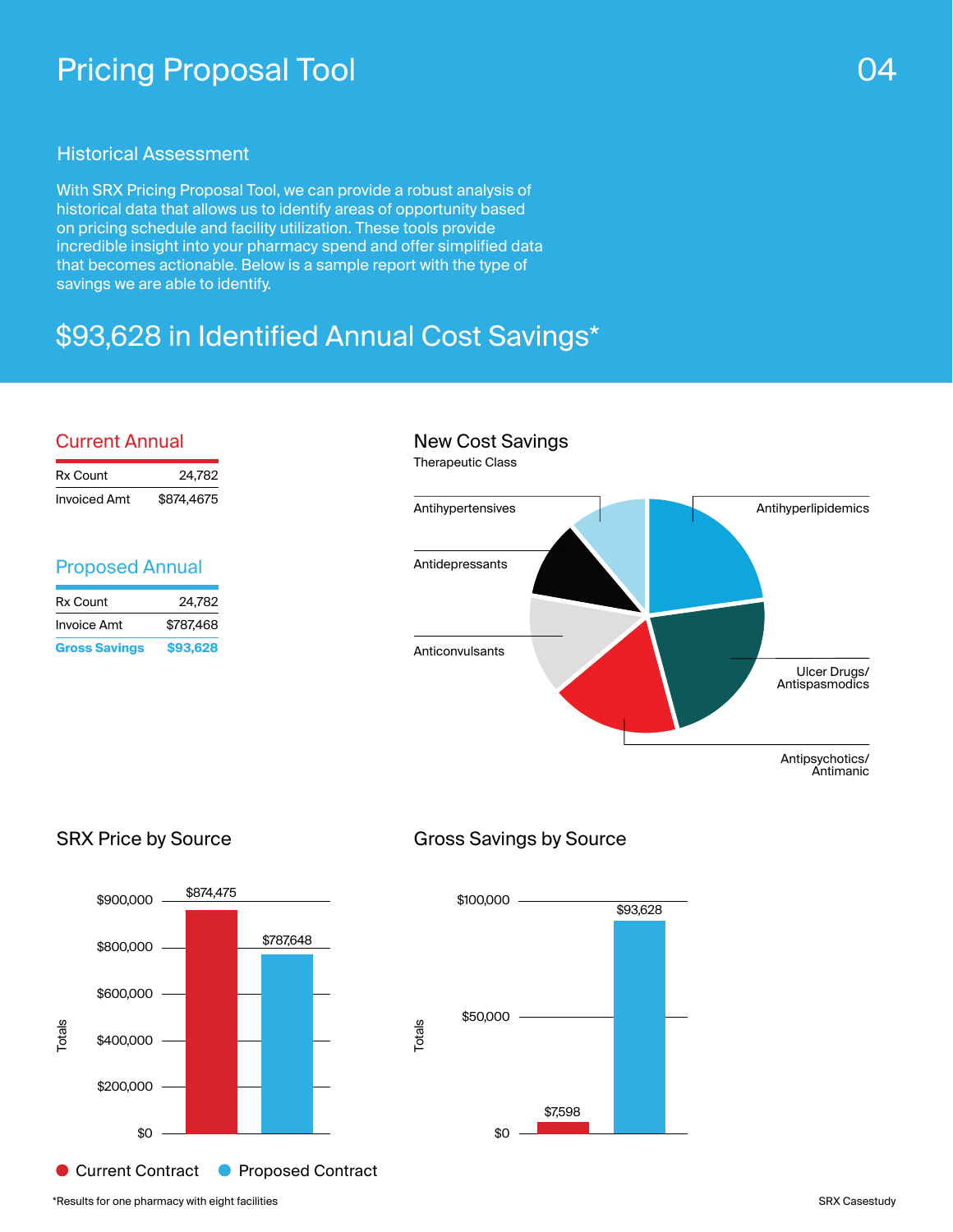# Pricing Proposal Tool

## Historical Assessment

With SRX Pricing Proposal Tool, we can provide a robust analysis of historical data that allows us to identify areas of opportunity based on pricing schedule and facility utilization. These tools provide incredible insight into your pharmacy spend and offer simplified data that becomes actionable. Below is a sample report with the type of savings we are able to identify.

## $93,628 in Identified Annual Cost Savings*

### Current Annual

| | |
|---|---|
| Rx Count | 24,782 |
| Invoiced Amt | $874,4675 |

### Proposed Annual

| | |
|---|---|
| Rx Count | 24,782 |
| Invoice Amt | $787,468 |
| **Gross Savings** | **$93,628** |

### New Cost Savings

Therapeutic Class

- Antihypertensives
- Antihyperlipidemics
- Antidepressants
- Anticonvulsants
- Ulcer Drugs/ Antispasmodics
- Antipsychotics/ Antimanic

### SRX Price by Source

| | Totals |
|---|---|
| Current Contract | $874,475 |
| Proposed Contract | $787,648 |

### Gross Savings by Source

| | Totals |
|---|---|
| Current Contract | $7,598 |
| Proposed Contract | $93,628 |

*Results for one pharmacy with eight facilities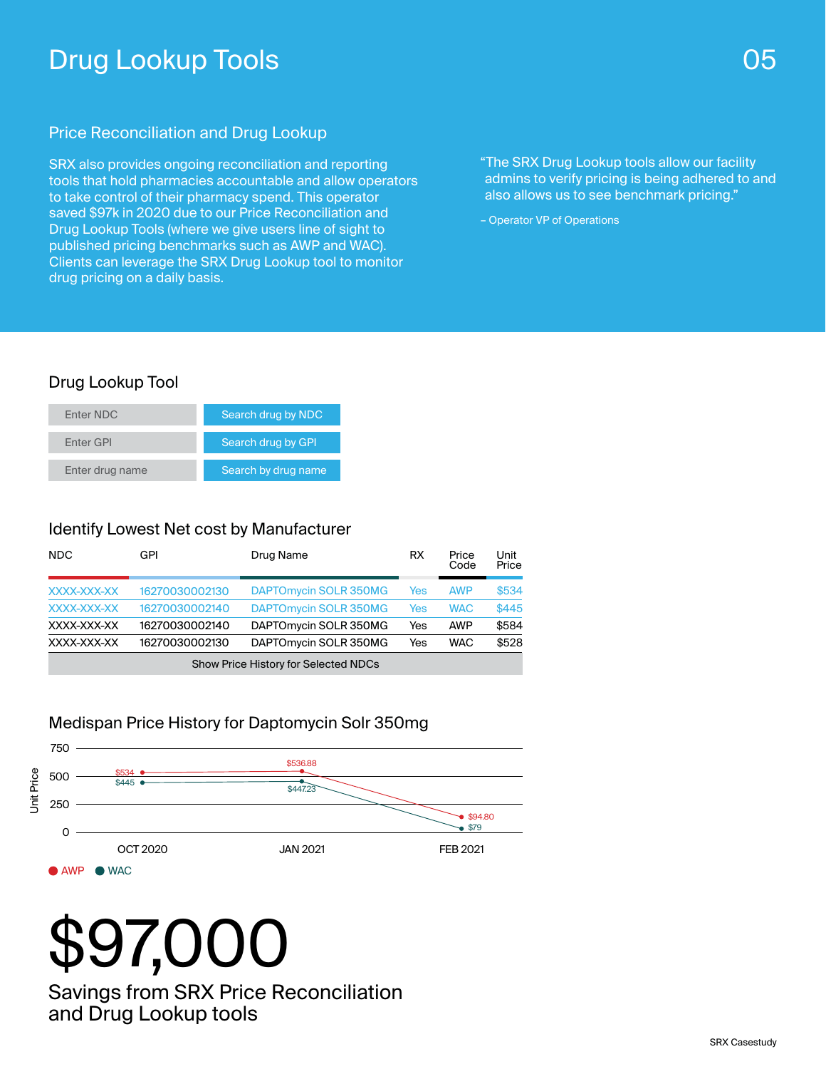# Drug Lookup Tools

## Price Reconciliation and Drug Lookup

SRX also provides ongoing reconciliation and reporting tools that hold pharmacies accountable and allow operators to take control of their pharmacy spend. This operator saved $97k in 2020 due to our Price Reconciliation and Drug Lookup Tools (where we give users line of sight to published pricing benchmarks such as AWP and WAC). Clients can leverage the SRX Drug Lookup tool to monitor drug pricing on a daily basis.

"The SRX Drug Lookup tools allow our facility admins to verify pricing is being adhered to and also allows us to see benchmark pricing."

– Operator VP of Operations

## Drug Lookup Tool

| | |
|---|---|
| Enter NDC | Search drug by NDC |
| Enter GPI | Search drug by GPI |
| Enter drug name | Search by drug name |

## Identify Lowest Net cost by Manufacturer

| NDC | GPI | Drug Name | RX | Price Code | Unit Price |
|---|---|---|---|---|---|
| XXXX-XXX-XX | 16270030002130 | DAPTOmycin SOLR 350MG | Yes | AWP | $534 |
| XXXX-XXX-XX | 16270030002140 | DAPTOmycin SOLR 350MG | Yes | WAC | $445 |
| XXXX-XXX-XX | 16270030002140 | DAPTOmycin SOLR 350MG | Yes | AWP | $584 |
| XXXX-XXX-XX | 16270030002130 | DAPTOmycin SOLR 350MG | Yes | WAC | $528 |

Show Price History for Selected NDCs

## Medispan Price History for Daptomycin Solr 350mg

Unit Price

750
500
250
0

$534
$445
$536.88
$447.23
$94.80
$79

OCT 2020
JAN 2021
FEB 2021

AWP
WAC

# $97,000

Savings from SRX Price Reconciliation and Drug Lookup tools